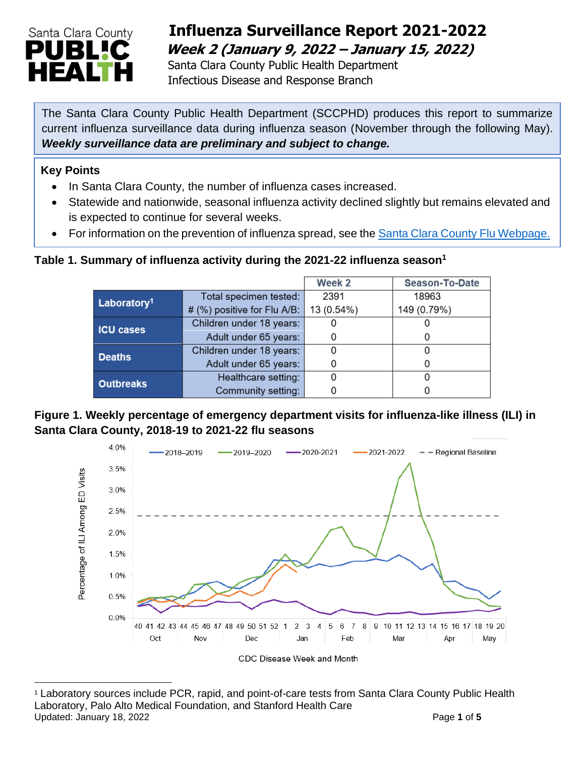# Influenza Surveillance Report 2021-2022

## *Week 2 (January 9, 2022 – January 15, 2022)*

Santa Clara County Public Health Department
Infectious Disease and Response Branch

The Santa Clara County Public Health Department (SCCPHD) produces this report to summarize current influenza surveillance data during influenza season (November through the following May). ***Weekly surveillance data are preliminary and subject to change.***

### Key Points

- In Santa Clara County, the number of influenza cases increased.
- Statewide and nationwide, seasonal influenza activity declined slightly but remains elevated and is expected to continue for several weeks.
- For information on the prevention of influenza spread, see the [Santa Clara County Flu Webpage.](Santa Clara County Flu Webpage.)

**Table 1. Summary of influenza activity during the 2021-22 influenza season[1]**

| | | Week 2 | Season-To-Date |
|---|---|---|---|
| **Laboratory[1]** | Total specimen tested: | 2391 | 18963 |
| | # (%) positive for Flu A/B: | 13 (0.54%) | 149 (0.79%) |
| **ICU cases** | Children under 18 years: | 0 | 0 |
| | Adult under 65 years: | 0 | 0 |
| **Deaths** | Children under 18 years: | 0 | 0 |
| | Adult under 65 years: | 0 | 0 |
| **Outbreaks** | Healthcare setting: | 0 | 0 |
| | Community setting: | 0 | 0 |

**Figure 1. Weekly percentage of emergency department visits for influenza-like illness (ILI) in Santa Clara County, 2018-19 to 2021-22 flu seasons**

[1] Laboratory sources include PCR, rapid, and point-of-care tests from Santa Clara County Public Health Laboratory, Palo Alto Medical Foundation, and Stanford Health Care

Updated: January 18, 2022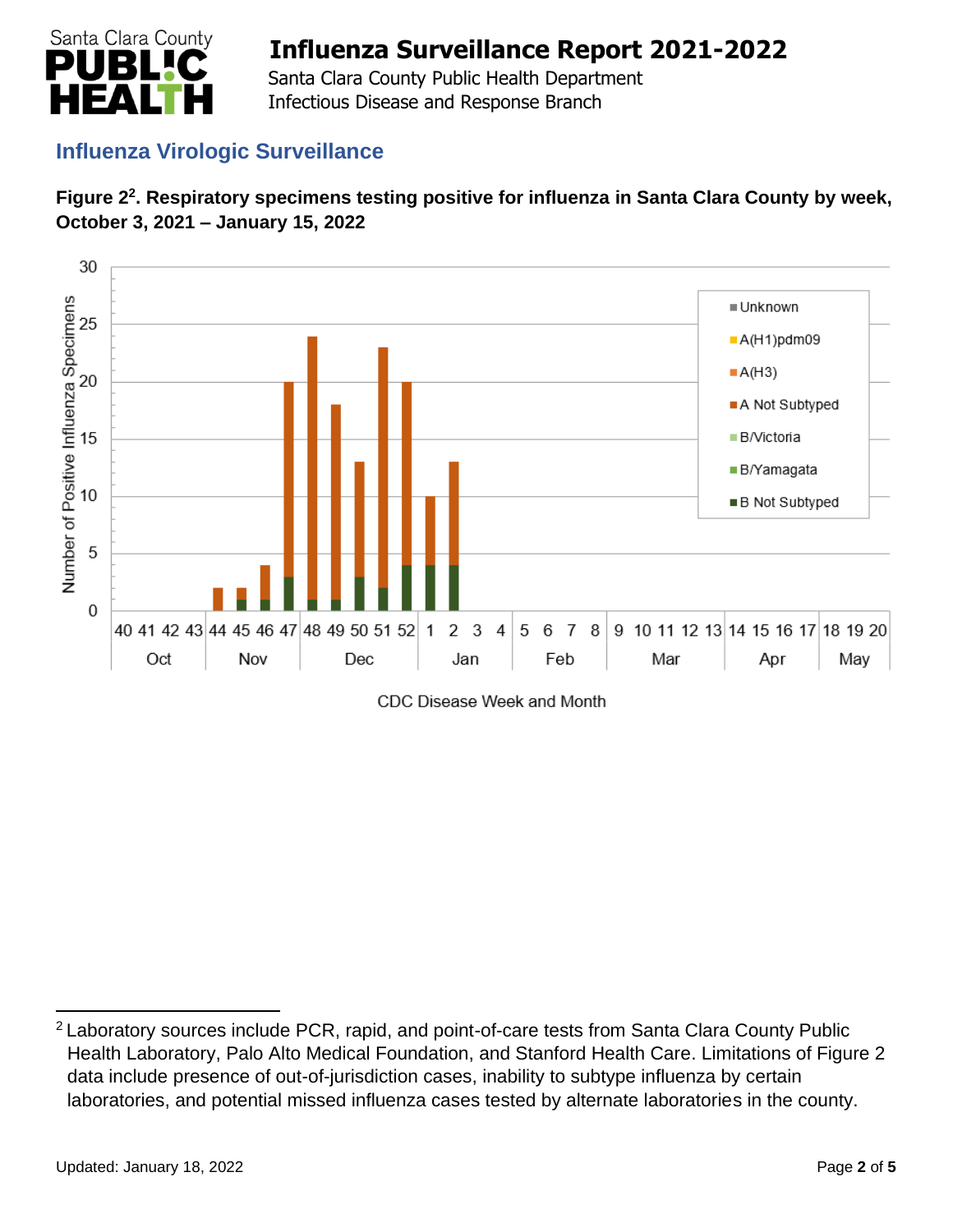## Influenza Virologic Surveillance

**Figure 2[2]. Respiratory specimens testing positive for influenza in Santa Clara County by week, October 3, 2021 – January 15, 2022**

[2] Laboratory sources include PCR, rapid, and point-of-care tests from Santa Clara County Public Health Laboratory, Palo Alto Medical Foundation, and Stanford Health Care. Limitations of Figure 2 data include presence of out-of-jurisdiction cases, inability to subtype influenza by certain laboratories, and potential missed influenza cases tested by alternate laboratories in the county.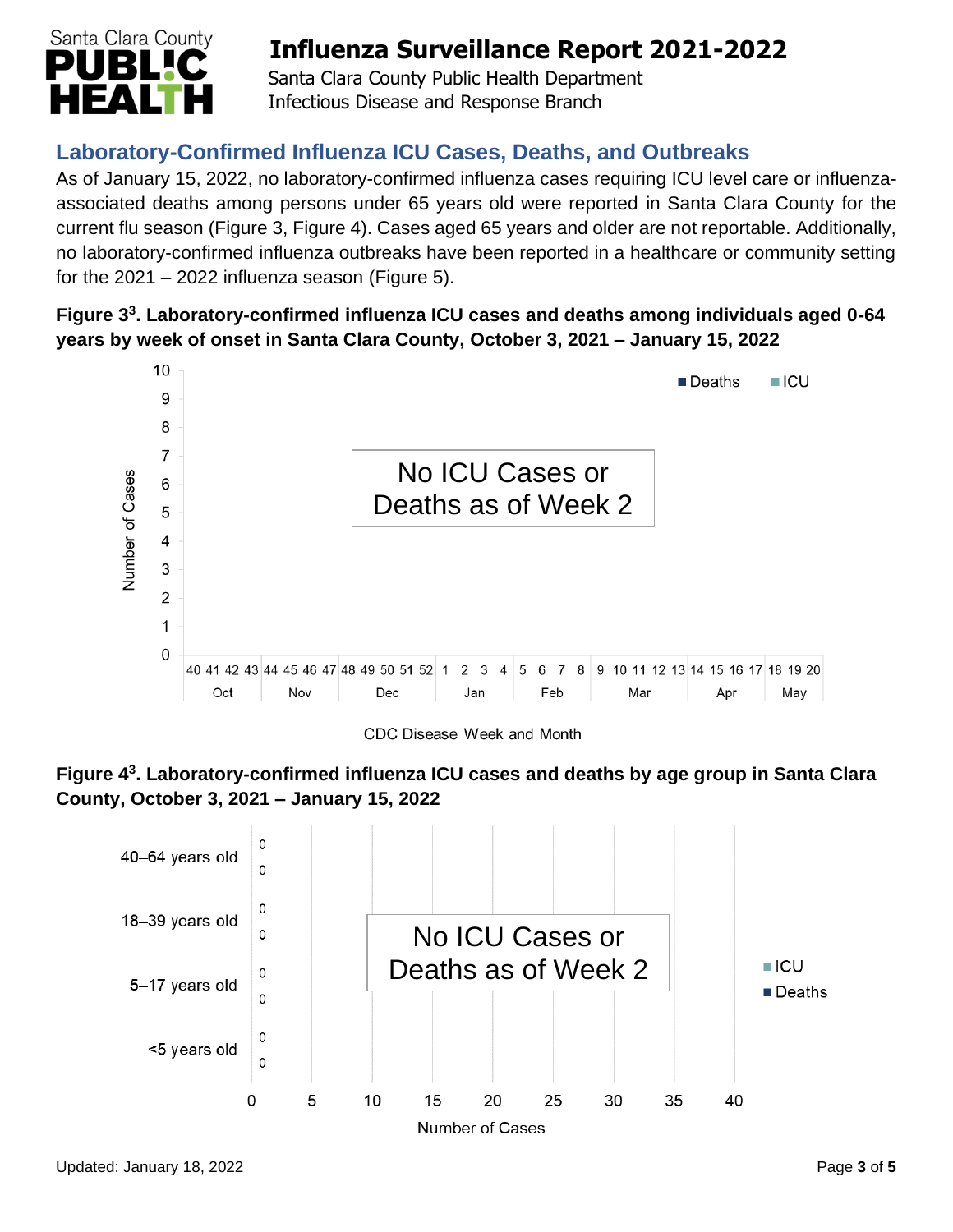## Laboratory-Confirmed Influenza ICU Cases, Deaths, and Outbreaks

As of January 15, 2022, no laboratory-confirmed influenza cases requiring ICU level care or influenza-associated deaths among persons under 65 years old were reported in Santa Clara County for the current flu season (Figure 3, Figure 4). Cases aged 65 years and older are not reportable. Additionally, no laboratory-confirmed influenza outbreaks have been reported in a healthcare or community setting for the 2021 – 2022 influenza season (Figure 5).

**Figure 3[3]. Laboratory-confirmed influenza ICU cases and deaths among individuals aged 0-64 years by week of onset in Santa Clara County, October 3, 2021 – January 15, 2022**

No ICU Cases or Deaths as of Week 2

**Figure 4[3]. Laboratory-confirmed influenza ICU cases and deaths by age group in Santa Clara County, October 3, 2021 – January 15, 2022**

No ICU Cases or Deaths as of Week 2

| Age group | ICU | Deaths |
|---|---|---|
| 40–64 years old | 0 | 0 |
| 18–39 years old | 0 | 0 |
| 5–17 years old | 0 | 0 |
| <5 years old | 0 | 0 |

Updated: January 18, 2022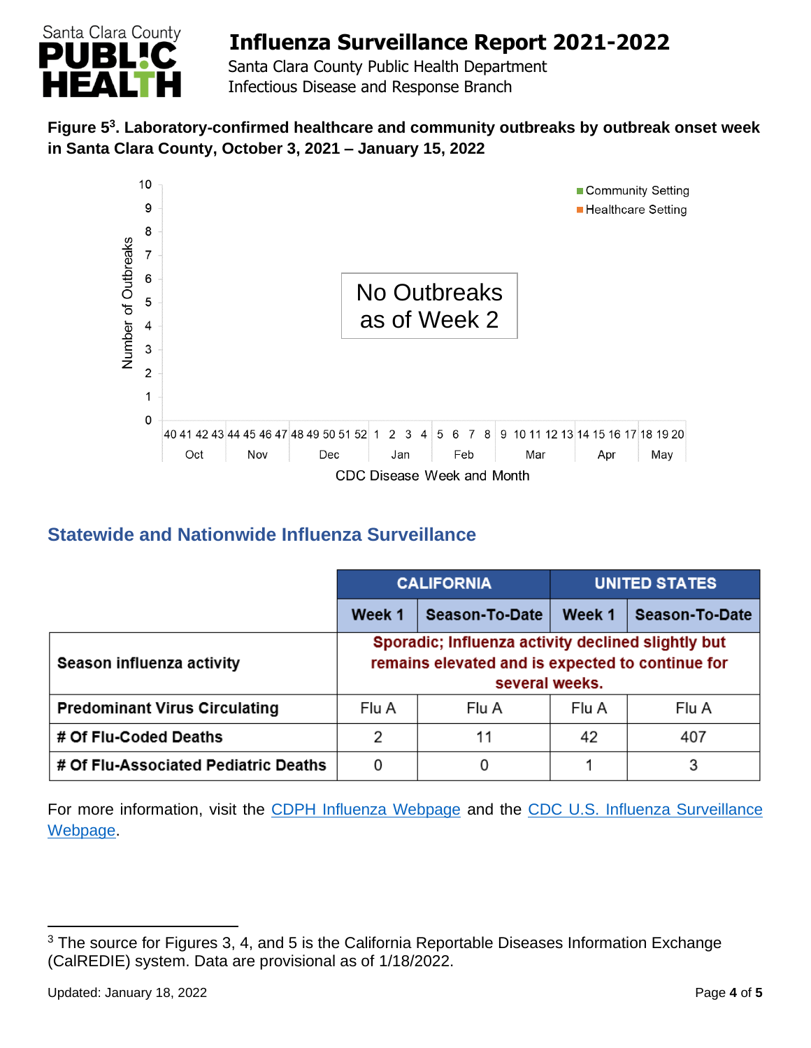**Figure 5[3]. Laboratory-confirmed healthcare and community outbreaks by outbreak onset week in Santa Clara County, October 3, 2021 – January 15, 2022**

No Outbreaks as of Week 2

## Statewide and Nationwide Influenza Surveillance

| | CALIFORNIA | | UNITED STATES | |
|---|---|---|---|---|
| | **Week 1** | **Season-To-Date** | **Week 1** | **Season-To-Date** |
| **Season influenza activity** | Sporadic; Influenza activity declined slightly but remains elevated and is expected to continue for several weeks. | | | |
| **Predominant Virus Circulating** | Flu A | Flu A | Flu A | Flu A |
| **# Of Flu-Coded Deaths** | 2 | 11 | 42 | 407 |
| **# Of Flu-Associated Pediatric Deaths** | 0 | 0 | 1 | 3 |

For more information, visit the CDPH Influenza Webpage and the CDC U.S. Influenza Surveillance Webpage.

[3] The source for Figures 3, 4, and 5 is the California Reportable Diseases Information Exchange (CalREDIE) system. Data are provisional as of 1/18/2022.

Updated: January 18, 2022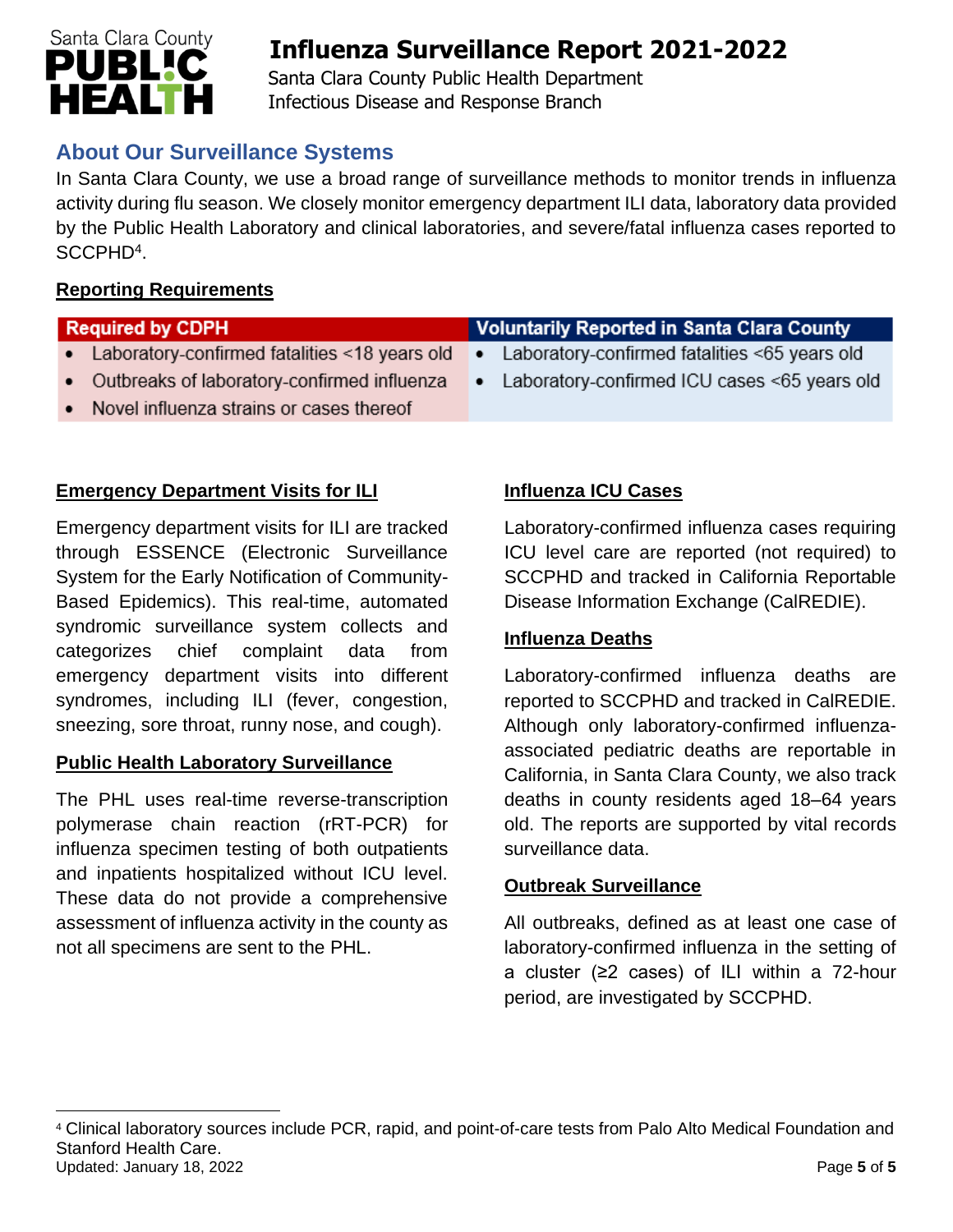Santa Clara County PUBLIC HEALTH

# Influenza Surveillance Report 2021-2022

Santa Clara County Public Health Department
Infectious Disease and Response Branch

## About Our Surveillance Systems

In Santa Clara County, we use a broad range of surveillance methods to monitor trends in influenza activity during flu season. We closely monitor emergency department ILI data, laboratory data provided by the Public Health Laboratory and clinical laboratories, and severe/fatal influenza cases reported to SCCPHD[4].

### Reporting Requirements

| Required by CDPH | Voluntarily Reported in Santa Clara County |
|---|---|
| • Laboratory-confirmed fatalities <18 years old | • Laboratory-confirmed fatalities <65 years old |
| • Outbreaks of laboratory-confirmed influenza | • Laboratory-confirmed ICU cases <65 years old |
| • Novel influenza strains or cases thereof | |

### Emergency Department Visits for ILI

Emergency department visits for ILI are tracked through ESSENCE (Electronic Surveillance System for the Early Notification of Community-Based Epidemics). This real-time, automated syndromic surveillance system collects and categorizes chief complaint data from emergency department visits into different syndromes, including ILI (fever, congestion, sneezing, sore throat, runny nose, and cough).

### Public Health Laboratory Surveillance

The PHL uses real-time reverse-transcription polymerase chain reaction (rRT-PCR) for influenza specimen testing of both outpatients and inpatients hospitalized without ICU level. These data do not provide a comprehensive assessment of influenza activity in the county as not all specimens are sent to the PHL.

### Influenza ICU Cases

Laboratory-confirmed influenza cases requiring ICU level care are reported (not required) to SCCPHD and tracked in California Reportable Disease Information Exchange (CalREDIE).

### Influenza Deaths

Laboratory-confirmed influenza deaths are reported to SCCPHD and tracked in CalREDIE. Although only laboratory-confirmed influenza-associated pediatric deaths are reportable in California, in Santa Clara County, we also track deaths in county residents aged 18–64 years old. The reports are supported by vital records surveillance data.

### Outbreak Surveillance

All outbreaks, defined as at least one case of laboratory-confirmed influenza in the setting of a cluster (≥2 cases) of ILI within a 72-hour period, are investigated by SCCPHD.

---

[4] Clinical laboratory sources include PCR, rapid, and point-of-care tests from Palo Alto Medical Foundation and Stanford Health Care.

Updated: January 18, 2022